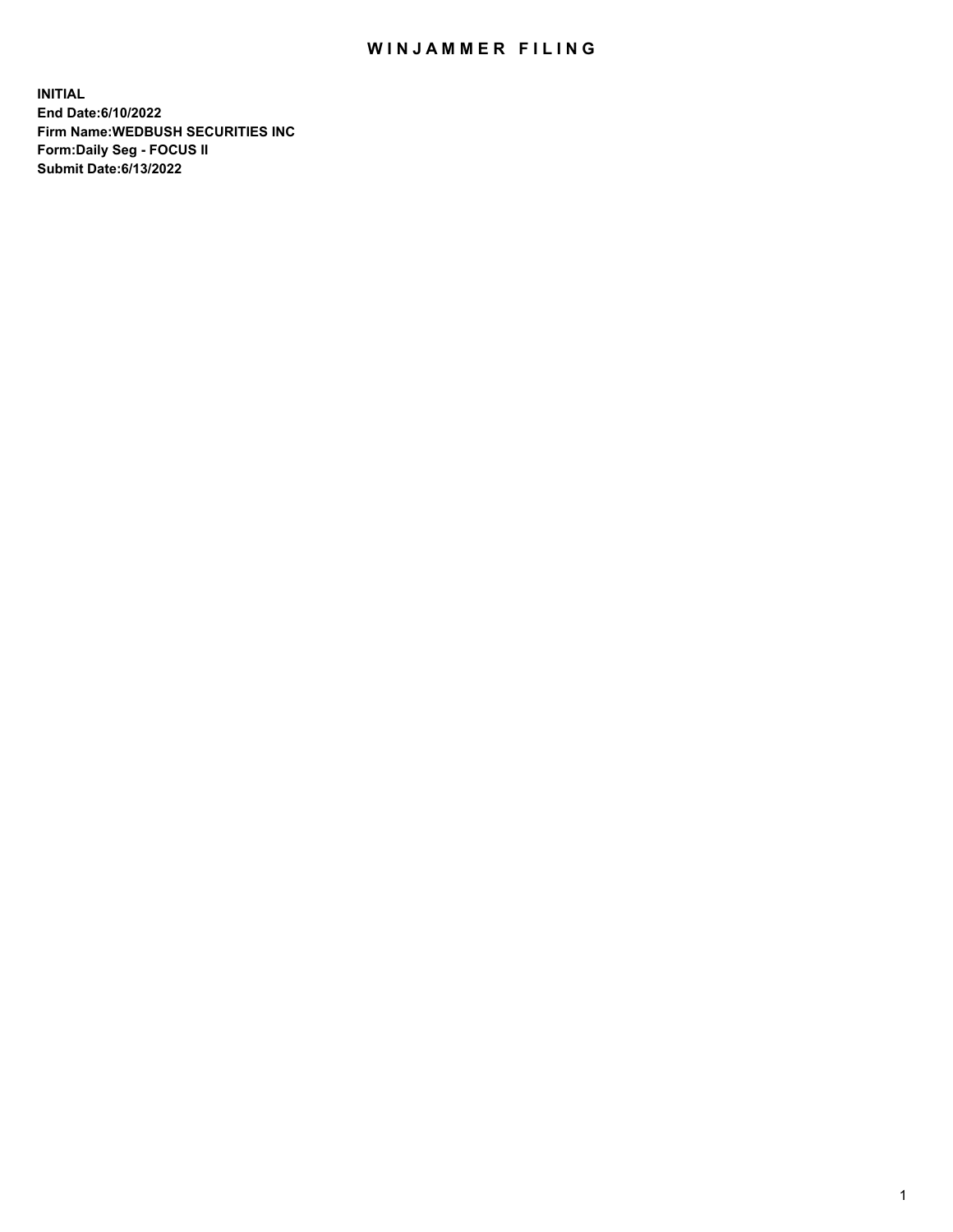# WINJAMMER FILING

**INITIAL**
**End Date:6/10/2022**
**Firm Name:WEDBUSH SECURITIES INC**
**Form:Daily Seg - FOCUS II**
**Submit Date:6/13/2022**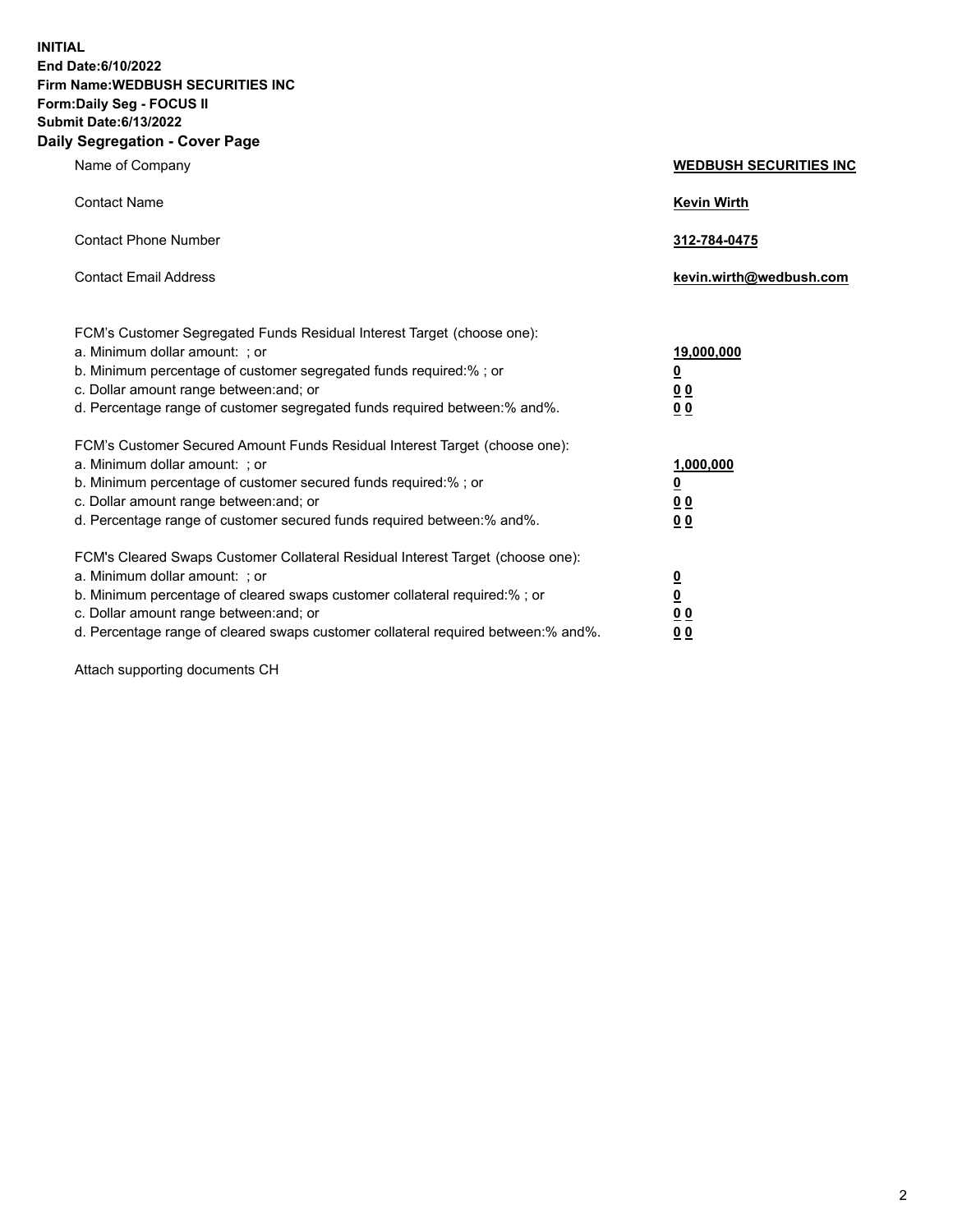**INITIAL**
**End Date:6/10/2022**
**Firm Name:WEDBUSH SECURITIES INC**
**Form:Daily Seg - FOCUS II**
**Submit Date:6/13/2022**

## Daily Segregation - Cover Page

| | |
|---|---|
| Name of Company | **WEDBUSH SECURITIES INC** |
| Contact Name | **Kevin Wirth** |
| Contact Phone Number | **312-784-0475** |
| Contact Email Address | **kevin.wirth@wedbush.com** |

| | |
|---|---|
| FCM's Customer Segregated Funds Residual Interest Target (choose one): | |
| a. Minimum dollar amount: ; or | **19,000,000** |
| b. Minimum percentage of customer segregated funds required:% ; or | **0** |
| c. Dollar amount range between:and; or | **0 0** |
| d. Percentage range of customer segregated funds required between:% and%. | **0 0** |
| FCM's Customer Secured Amount Funds Residual Interest Target (choose one): | |
| a. Minimum dollar amount: ; or | **1,000,000** |
| b. Minimum percentage of customer secured funds required:% ; or | **0** |
| c. Dollar amount range between:and; or | **0 0** |
| d. Percentage range of customer secured funds required between:% and%. | **0 0** |
| FCM's Cleared Swaps Customer Collateral Residual Interest Target (choose one): | |
| a. Minimum dollar amount: ; or | **0** |
| b. Minimum percentage of cleared swaps customer collateral required:% ; or | **0** |
| c. Dollar amount range between:and; or | **0 0** |
| d. Percentage range of cleared swaps customer collateral required between:% and%. | **0 0** |

Attach supporting documents CH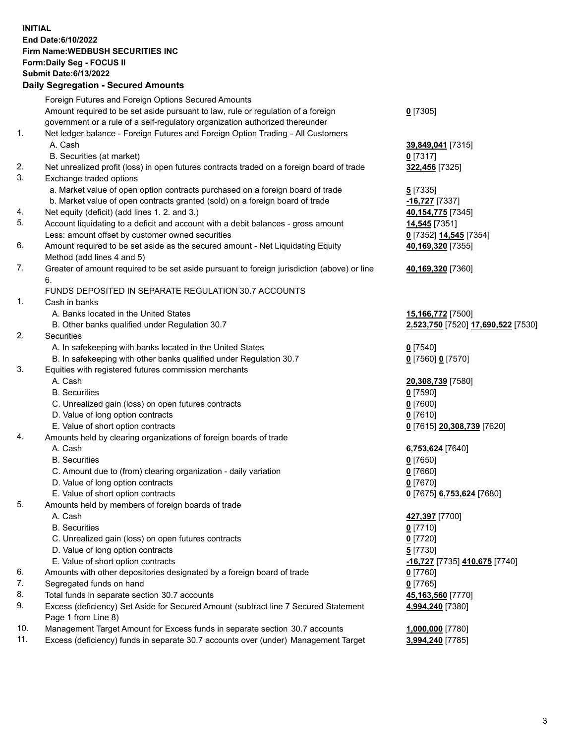**INITIAL**
**End Date:6/10/2022**
**Firm Name:WEDBUSH SECURITIES INC**
**Form:Daily Seg - FOCUS II**
**Submit Date:6/13/2022**

## Daily Segregation - Secured Amounts

| | | |
|---|---|---|
| | Foreign Futures and Foreign Options Secured Amounts | |
| | Amount required to be set aside pursuant to law, rule or regulation of a foreign government or a rule of a self-regulatory organization authorized thereunder | **0** [7305] |
| 1. | Net ledger balance - Foreign Futures and Foreign Option Trading - All Customers | |
| | A. Cash | **39,849,041** [7315] |
| | B. Securities (at market) | **0** [7317] |
| 2. | Net unrealized profit (loss) in open futures contracts traded on a foreign board of trade | **322,456** [7325] |
| 3. | Exchange traded options | |
| | a. Market value of open option contracts purchased on a foreign board of trade | **5** [7335] |
| | b. Market value of open contracts granted (sold) on a foreign board of trade | **-16,727** [7337] |
| 4. | Net equity (deficit) (add lines 1. 2. and 3.) | **40,154,775** [7345] |
| 5. | Account liquidating to a deficit and account with a debit balances - gross amount | **14,545** [7351] |
| | Less: amount offset by customer owned securities | **0** [7352] **14,545** [7354] |
| 6. | Amount required to be set aside as the secured amount - Net Liquidating Equity Method (add lines 4 and 5) | **40,169,320** [7355] |
| 7. | Greater of amount required to be set aside pursuant to foreign jurisdiction (above) or line 6. | **40,169,320** [7360] |
| | FUNDS DEPOSITED IN SEPARATE REGULATION 30.7 ACCOUNTS | |
| 1. | Cash in banks | |
| | A. Banks located in the United States | **15,166,772** [7500] |
| | B. Other banks qualified under Regulation 30.7 | **2,523,750** [7520] **17,690,522** [7530] |
| 2. | Securities | |
| | A. In safekeeping with banks located in the United States | **0** [7540] |
| | B. In safekeeping with other banks qualified under Regulation 30.7 | **0** [7560] **0** [7570] |
| 3. | Equities with registered futures commission merchants | |
| | A. Cash | **20,308,739** [7580] |
| | B. Securities | **0** [7590] |
| | C. Unrealized gain (loss) on open futures contracts | **0** [7600] |
| | D. Value of long option contracts | **0** [7610] |
| | E. Value of short option contracts | **0** [7615] **20,308,739** [7620] |
| 4. | Amounts held by clearing organizations of foreign boards of trade | |
| | A. Cash | **6,753,624** [7640] |
| | B. Securities | **0** [7650] |
| | C. Amount due to (from) clearing organization - daily variation | **0** [7660] |
| | D. Value of long option contracts | **0** [7670] |
| | E. Value of short option contracts | **0** [7675] **6,753,624** [7680] |
| 5. | Amounts held by members of foreign boards of trade | |
| | A. Cash | **427,397** [7700] |
| | B. Securities | **0** [7710] |
| | C. Unrealized gain (loss) on open futures contracts | **0** [7720] |
| | D. Value of long option contracts | **5** [7730] |
| | E. Value of short option contracts | **-16,727** [7735] **410,675** [7740] |
| 6. | Amounts with other depositories designated by a foreign board of trade | **0** [7760] |
| 7. | Segregated funds on hand | **0** [7765] |
| 8. | Total funds in separate section 30.7 accounts | **45,163,560** [7770] |
| 9. | Excess (deficiency) Set Aside for Secured Amount (subtract line 7 Secured Statement Page 1 from Line 8) | **4,994,240** [7380] |
| 10. | Management Target Amount for Excess funds in separate section 30.7 accounts | **1,000,000** [7780] |
| 11. | Excess (deficiency) funds in separate 30.7 accounts over (under) Management Target | **3,994,240** [7785] |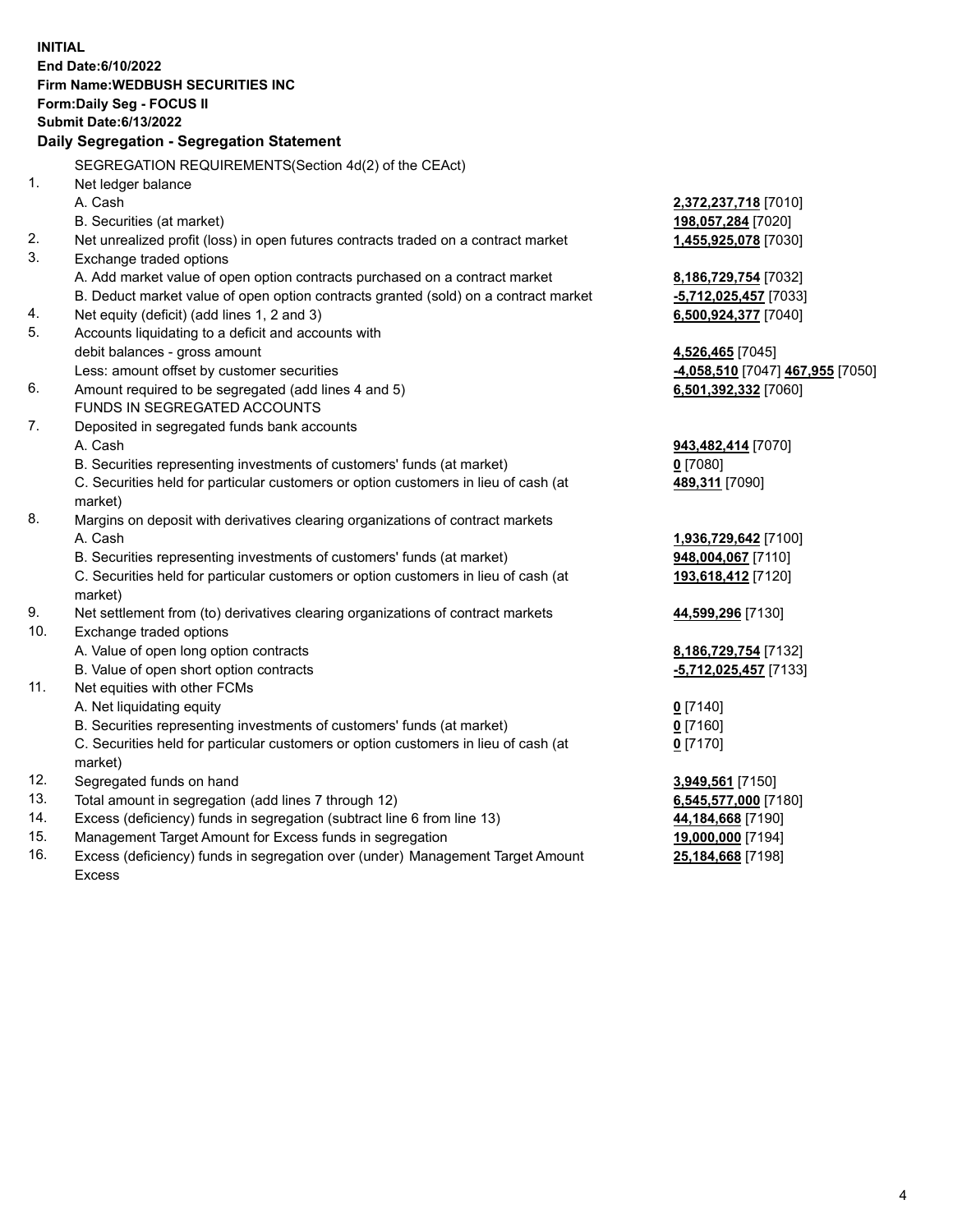**INITIAL**
**End Date:6/10/2022**
**Firm Name:WEDBUSH SECURITIES INC**
**Form:Daily Seg - FOCUS II**
**Submit Date:6/13/2022**

## Daily Segregation - Segregation Statement

SEGREGATION REQUIREMENTS(Section 4d(2) of the CEAct)

| | | |
|---|---|---|
| 1. | Net ledger balance | |
| | A. Cash | **2,372,237,718** [7010] |
| | B. Securities (at market) | **198,057,284** [7020] |
| 2. | Net unrealized profit (loss) in open futures contracts traded on a contract market | **1,455,925,078** [7030] |
| 3. | Exchange traded options | |
| | A. Add market value of open option contracts purchased on a contract market | **8,186,729,754** [7032] |
| | B. Deduct market value of open option contracts granted (sold) on a contract market | **-5,712,025,457** [7033] |
| 4. | Net equity (deficit) (add lines 1, 2 and 3) | **6,500,924,377** [7040] |
| 5. | Accounts liquidating to a deficit and accounts with debit balances - gross amount | **4,526,465** [7045] |
| | Less: amount offset by customer securities | **-4,058,510** [7047] **467,955** [7050] |
| 6. | Amount required to be segregated (add lines 4 and 5) | **6,501,392,332** [7060] |
| | FUNDS IN SEGREGATED ACCOUNTS | |
| 7. | Deposited in segregated funds bank accounts | |
| | A. Cash | **943,482,414** [7070] |
| | B. Securities representing investments of customers' funds (at market) | **0** [7080] |
| | C. Securities held for particular customers or option customers in lieu of cash (at market) | **489,311** [7090] |
| 8. | Margins on deposit with derivatives clearing organizations of contract markets | |
| | A. Cash | **1,936,729,642** [7100] |
| | B. Securities representing investments of customers' funds (at market) | **948,004,067** [7110] |
| | C. Securities held for particular customers or option customers in lieu of cash (at market) | **193,618,412** [7120] |
| 9. | Net settlement from (to) derivatives clearing organizations of contract markets | **44,599,296** [7130] |
| 10. | Exchange traded options | |
| | A. Value of open long option contracts | **8,186,729,754** [7132] |
| | B. Value of open short option contracts | **-5,712,025,457** [7133] |
| 11. | Net equities with other FCMs | |
| | A. Net liquidating equity | **0** [7140] |
| | B. Securities representing investments of customers' funds (at market) | **0** [7160] |
| | C. Securities held for particular customers or option customers in lieu of cash (at market) | **0** [7170] |
| 12. | Segregated funds on hand | **3,949,561** [7150] |
| 13. | Total amount in segregation (add lines 7 through 12) | **6,545,577,000** [7180] |
| 14. | Excess (deficiency) funds in segregation (subtract line 6 from line 13) | **44,184,668** [7190] |
| 15. | Management Target Amount for Excess funds in segregation | **19,000,000** [7194] |
| 16. | Excess (deficiency) funds in segregation over (under) Management Target Amount Excess | **25,184,668** [7198] |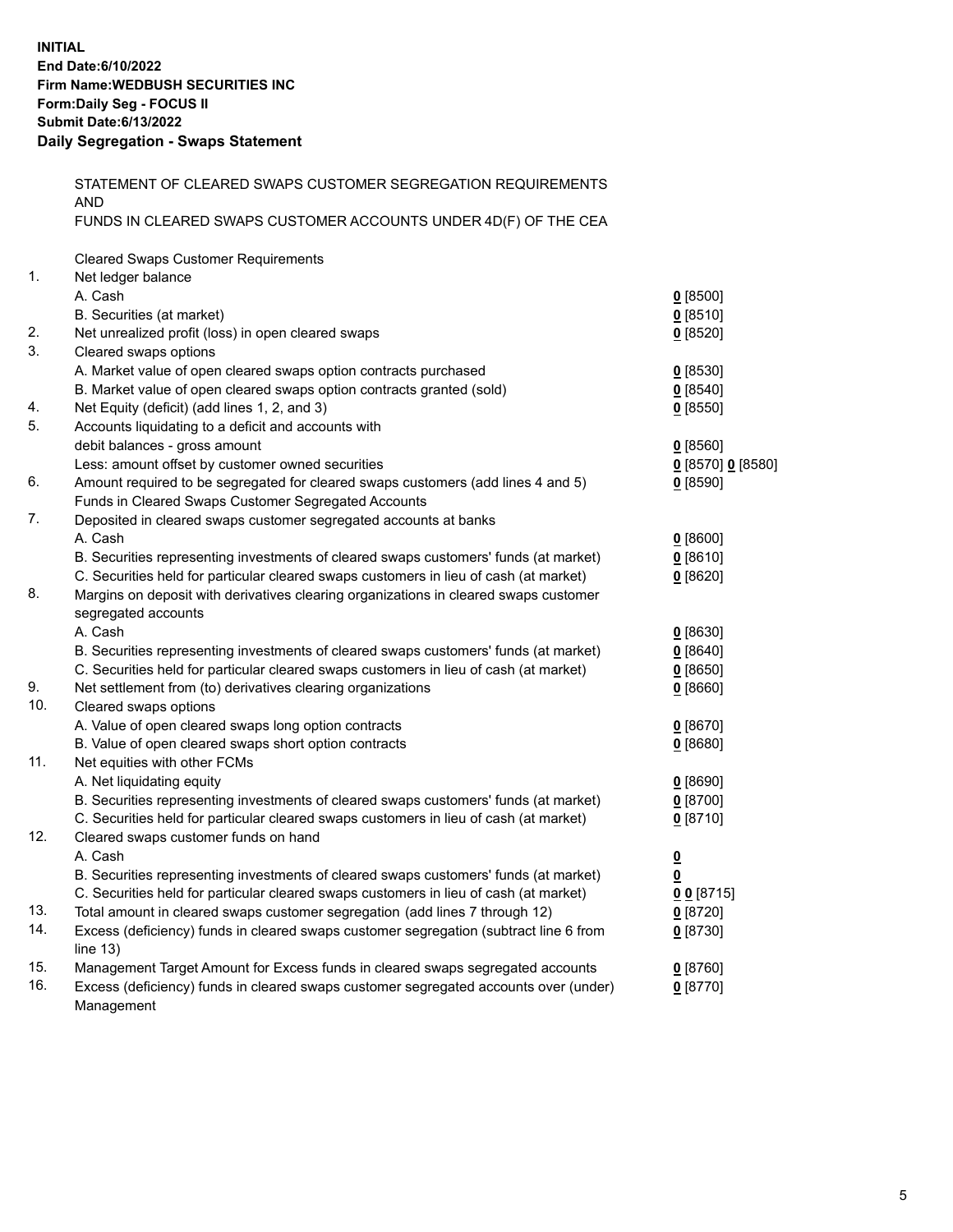**INITIAL**
**End Date:6/10/2022**
**Firm Name:WEDBUSH SECURITIES INC**
**Form:Daily Seg - FOCUS II**
**Submit Date:6/13/2022**
**Daily Segregation - Swaps Statement**

STATEMENT OF CLEARED SWAPS CUSTOMER SEGREGATION REQUIREMENTS AND FUNDS IN CLEARED SWAPS CUSTOMER ACCOUNTS UNDER 4D(F) OF THE CEA

| | | |
|---|---|---|
| | Cleared Swaps Customer Requirements | |
| 1. | Net ledger balance | |
| | A. Cash | 0 [8500] |
| | B. Securities (at market) | 0 [8510] |
| 2. | Net unrealized profit (loss) in open cleared swaps | 0 [8520] |
| 3. | Cleared swaps options | |
| | A. Market value of open cleared swaps option contracts purchased | 0 [8530] |
| | B. Market value of open cleared swaps option contracts granted (sold) | 0 [8540] |
| 4. | Net Equity (deficit) (add lines 1, 2, and 3) | 0 [8550] |
| 5. | Accounts liquidating to a deficit and accounts with | |
| | debit balances - gross amount | 0 [8560] |
| | Less: amount offset by customer owned securities | 0 [8570] 0 [8580] |
| 6. | Amount required to be segregated for cleared swaps customers (add lines 4 and 5) | 0 [8590] |
| | Funds in Cleared Swaps Customer Segregated Accounts | |
| 7. | Deposited in cleared swaps customer segregated accounts at banks | |
| | A. Cash | 0 [8600] |
| | B. Securities representing investments of cleared swaps customers' funds (at market) | 0 [8610] |
| | C. Securities held for particular cleared swaps customers in lieu of cash (at market) | 0 [8620] |
| 8. | Margins on deposit with derivatives clearing organizations in cleared swaps customer segregated accounts | |
| | A. Cash | 0 [8630] |
| | B. Securities representing investments of cleared swaps customers' funds (at market) | 0 [8640] |
| | C. Securities held for particular cleared swaps customers in lieu of cash (at market) | 0 [8650] |
| 9. | Net settlement from (to) derivatives clearing organizations | 0 [8660] |
| 10. | Cleared swaps options | |
| | A. Value of open cleared swaps long option contracts | 0 [8670] |
| | B. Value of open cleared swaps short option contracts | 0 [8680] |
| 11. | Net equities with other FCMs | |
| | A. Net liquidating equity | 0 [8690] |
| | B. Securities representing investments of cleared swaps customers' funds (at market) | 0 [8700] |
| | C. Securities held for particular cleared swaps customers in lieu of cash (at market) | 0 [8710] |
| 12. | Cleared swaps customer funds on hand | |
| | A. Cash | 0 |
| | B. Securities representing investments of cleared swaps customers' funds (at market) | 0 |
| | C. Securities held for particular cleared swaps customers in lieu of cash (at market) | 0 0 [8715] |
| 13. | Total amount in cleared swaps customer segregation (add lines 7 through 12) | 0 [8720] |
| 14. | Excess (deficiency) funds in cleared swaps customer segregation (subtract line 6 from line 13) | 0 [8730] |
| 15. | Management Target Amount for Excess funds in cleared swaps segregated accounts | 0 [8760] |
| 16. | Excess (deficiency) funds in cleared swaps customer segregated accounts over (under) Management | 0 [8770] |